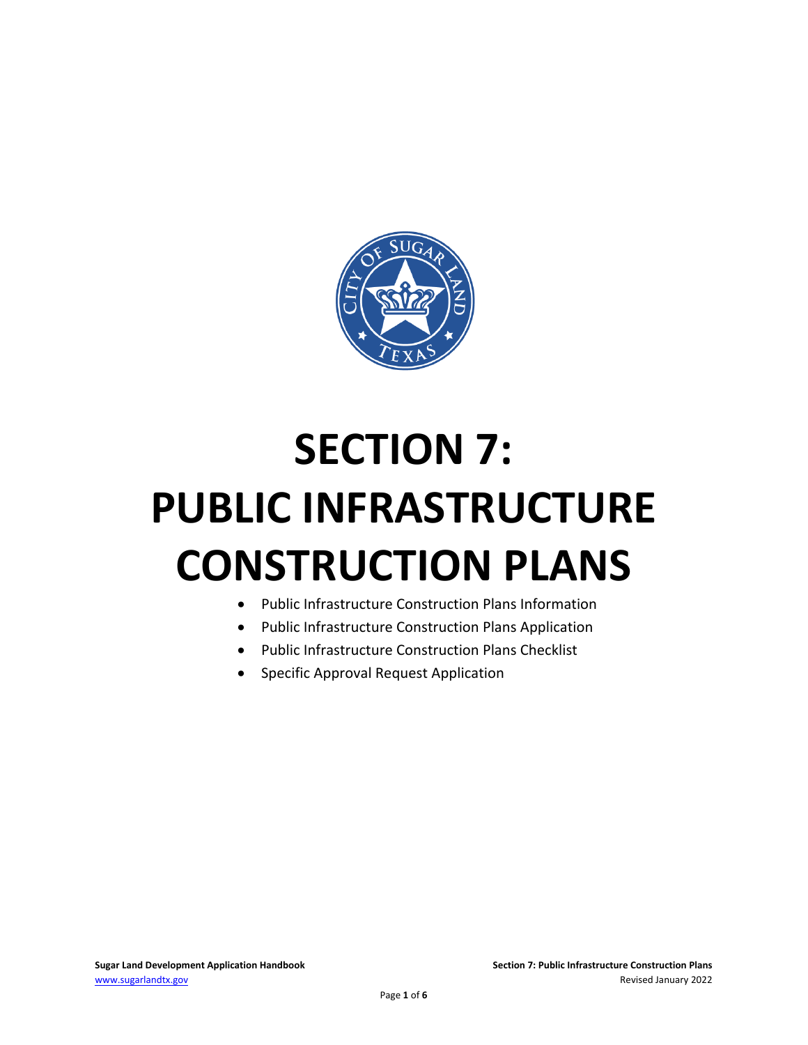# SECTION 7: PUBLIC INFRASTRUCTURE CONSTRUCTION PLANS

- Public Infrastructure Construction Plans Information
- Public Infrastructure Construction Plans Application
- Public Infrastructure Construction Plans Checklist
- Specific Approval Request Application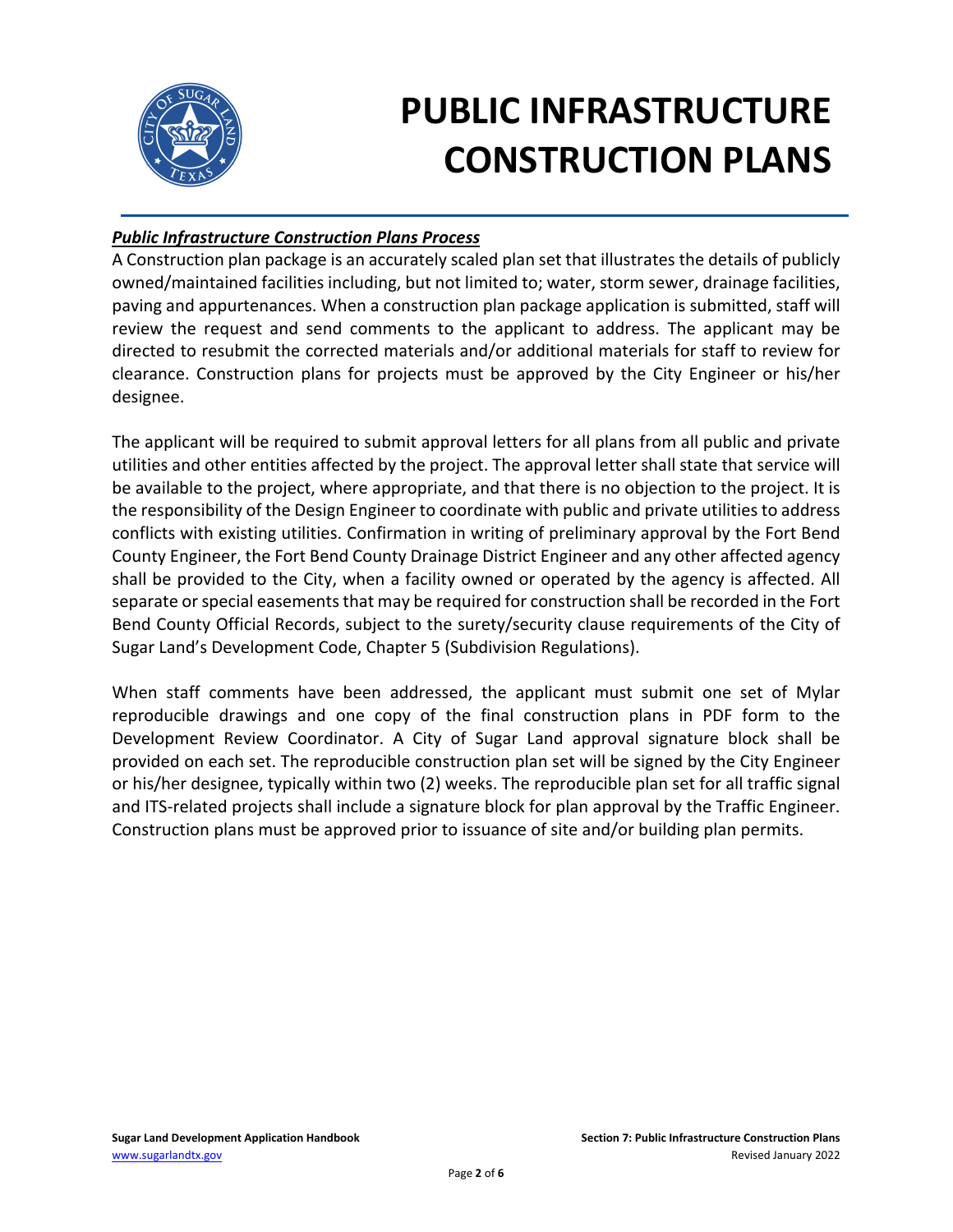# PUBLIC INFRASTRUCTURE CONSTRUCTION PLANS

***Public Infrastructure Construction Plans Process***

A Construction plan package is an accurately scaled plan set that illustrates the details of publicly owned/maintained facilities including, but not limited to; water, storm sewer, drainage facilities, paving and appurtenances. When a construction plan package application is submitted, staff will review the request and send comments to the applicant to address. The applicant may be directed to resubmit the corrected materials and/or additional materials for staff to review for clearance. Construction plans for projects must be approved by the City Engineer or his/her designee.

The applicant will be required to submit approval letters for all plans from all public and private utilities and other entities affected by the project. The approval letter shall state that service will be available to the project, where appropriate, and that there is no objection to the project. It is the responsibility of the Design Engineer to coordinate with public and private utilities to address conflicts with existing utilities. Confirmation in writing of preliminary approval by the Fort Bend County Engineer, the Fort Bend County Drainage District Engineer and any other affected agency shall be provided to the City, when a facility owned or operated by the agency is affected. All separate or special easements that may be required for construction shall be recorded in the Fort Bend County Official Records, subject to the surety/security clause requirements of the City of Sugar Land's Development Code, Chapter 5 (Subdivision Regulations).

When staff comments have been addressed, the applicant must submit one set of Mylar reproducible drawings and one copy of the final construction plans in PDF form to the Development Review Coordinator. A City of Sugar Land approval signature block shall be provided on each set. The reproducible construction plan set will be signed by the City Engineer or his/her designee, typically within two (2) weeks. The reproducible plan set for all traffic signal and ITS-related projects shall include a signature block for plan approval by the Traffic Engineer. Construction plans must be approved prior to issuance of site and/or building plan permits.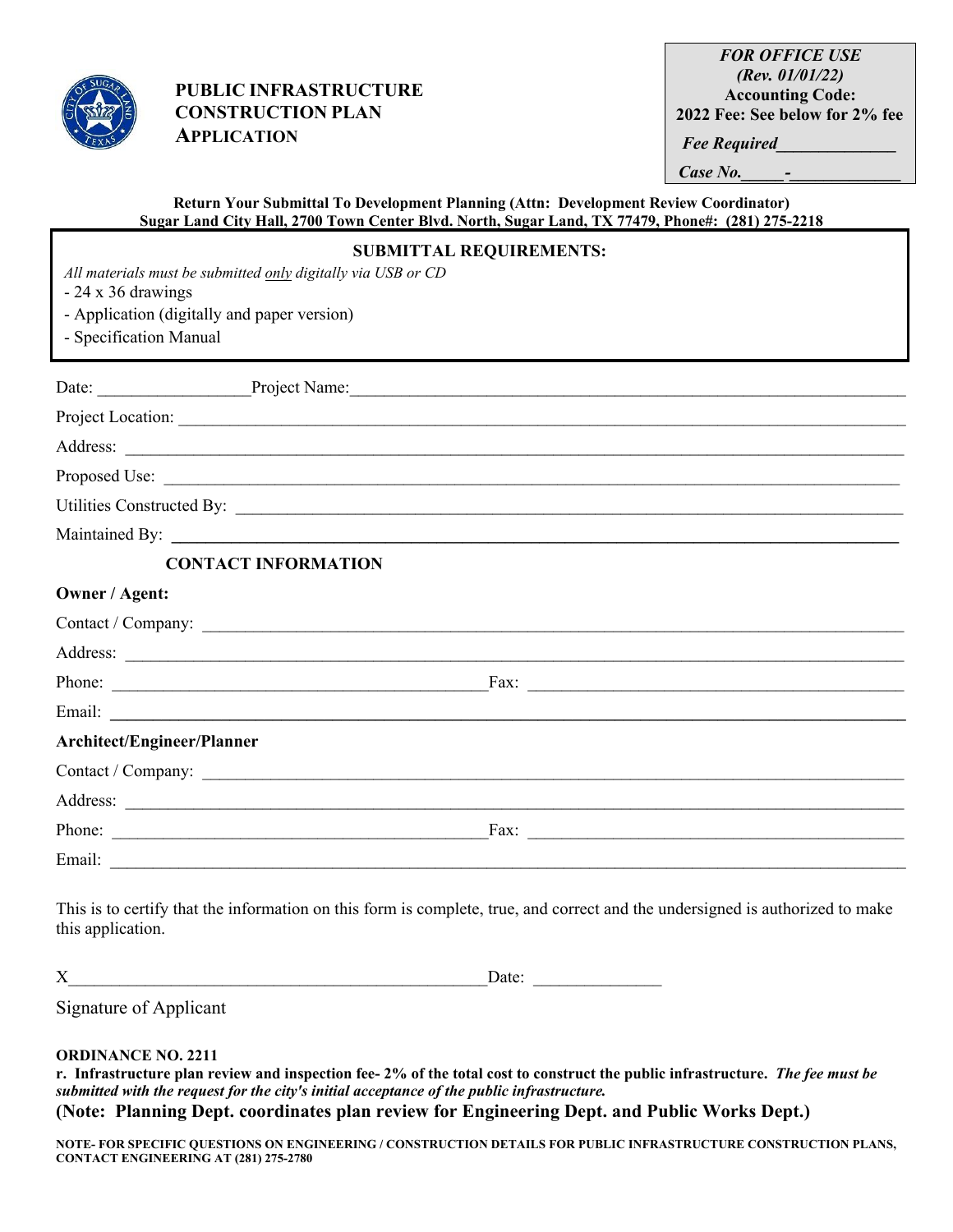# PUBLIC INFRASTRUCTURE CONSTRUCTION PLAN APPLICATION

*FOR OFFICE USE*
*(Rev. 01/01/22)*
**Accounting Code:**
**2022 Fee: See below for 2% fee**
***Fee Required*______________**
***Case No.*_____-_____________**

**Return Your Submittal To Development Planning (Attn: Development Review Coordinator)**
**Sugar Land City Hall, 2700 Town Center Blvd. North, Sugar Land, TX 77479, Phone#: (281) 275-2218**

**SUBMITTAL REQUIREMENTS:**

*All materials must be submitted only digitally via USB or CD*

- 24 x 36 drawings
- Application (digitally and paper version)
- Specification Manual

Date: __________________ Project Name: ______________________________________________

Project Location: ______________________________________________

Address: ______________________________________________

Proposed Use: ______________________________________________

Utilities Constructed By: ______________________________________________

Maintained By: ______________________________________________

**CONTACT INFORMATION**

**Owner / Agent:**

Contact / Company: ______________________________________________

Address: ______________________________________________

Phone: ______________________________ Fax: ______________________________

Email: ______________________________________________

**Architect/Engineer/Planner**

Contact / Company: ______________________________________________

Address: ______________________________________________

Phone: ______________________________ Fax: ______________________________

Email: ______________________________________________

This is to certify that the information on this form is complete, true, and correct and the undersigned is authorized to make this application.

X_________________________________________________ Date: _______________

Signature of Applicant

**ORDINANCE NO. 2211**

**r. Infrastructure plan review and inspection fee- 2% of the total cost to construct the public infrastructure.** ***The fee must be submitted with the request for the city's initial acceptance of the public infrastructure.***

**(Note: Planning Dept. coordinates plan review for Engineering Dept. and Public Works Dept.)**

**NOTE- FOR SPECIFIC QUESTIONS ON ENGINEERING / CONSTRUCTION DETAILS FOR PUBLIC INFRASTRUCTURE CONSTRUCTION PLANS, CONTACT ENGINEERING AT (281) 275-2780**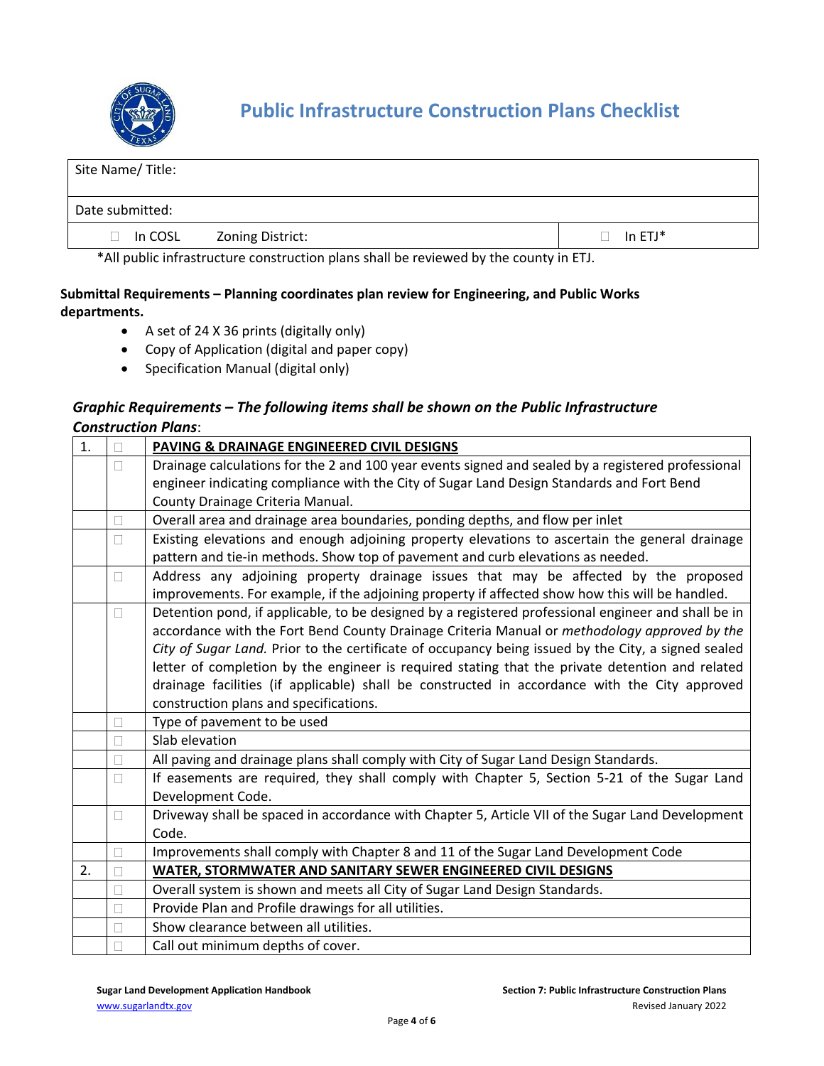# Public Infrastructure Construction Plans Checklist

| | |
|---|---|
| Site Name/ Title: | |
| Date submitted: | |
| ☐ In COSL Zoning District: | ☐ In ETJ* |

*All public infrastructure construction plans shall be reviewed by the county in ETJ.

**Submittal Requirements – Planning coordinates plan review for Engineering, and Public Works departments.**

- A set of 24 X 36 prints (digitally only)
- Copy of Application (digital and paper copy)
- Specification Manual (digital only)

### *Graphic Requirements – The following items shall be shown on the Public Infrastructure Construction Plans*:

| | | |
|---|---|---|
| 1. | ☐ | **PAVING & DRAINAGE ENGINEERED CIVIL DESIGNS** |
| | ☐ | Drainage calculations for the 2 and 100 year events signed and sealed by a registered professional engineer indicating compliance with the City of Sugar Land Design Standards and Fort Bend County Drainage Criteria Manual. |
| | ☐ | Overall area and drainage area boundaries, ponding depths, and flow per inlet |
| | ☐ | Existing elevations and enough adjoining property elevations to ascertain the general drainage pattern and tie-in methods. Show top of pavement and curb elevations as needed. |
| | ☐ | Address any adjoining property drainage issues that may be affected by the proposed improvements. For example, if the adjoining property if affected show how this will be handled. |
| | ☐ | Detention pond, if applicable, to be designed by a registered professional engineer and shall be in accordance with the Fort Bend County Drainage Criteria Manual or *methodology approved by the City of Sugar Land.* Prior to the certificate of occupancy being issued by the City, a signed sealed letter of completion by the engineer is required stating that the private detention and related drainage facilities (if applicable) shall be constructed in accordance with the City approved construction plans and specifications. |
| | ☐ | Type of pavement to be used |
| | ☐ | Slab elevation |
| | ☐ | All paving and drainage plans shall comply with City of Sugar Land Design Standards. |
| | ☐ | If easements are required, they shall comply with Chapter 5, Section 5-21 of the Sugar Land Development Code. |
| | ☐ | Driveway shall be spaced in accordance with Chapter 5, Article VII of the Sugar Land Development Code. |
| | ☐ | Improvements shall comply with Chapter 8 and 11 of the Sugar Land Development Code |
| 2. | ☐ | **WATER, STORMWATER AND SANITARY SEWER ENGINEERED CIVIL DESIGNS** |
| | ☐ | Overall system is shown and meets all City of Sugar Land Design Standards. |
| | ☐ | Provide Plan and Profile drawings for all utilities. |
| | ☐ | Show clearance between all utilities. |
| | ☐ | Call out minimum depths of cover. |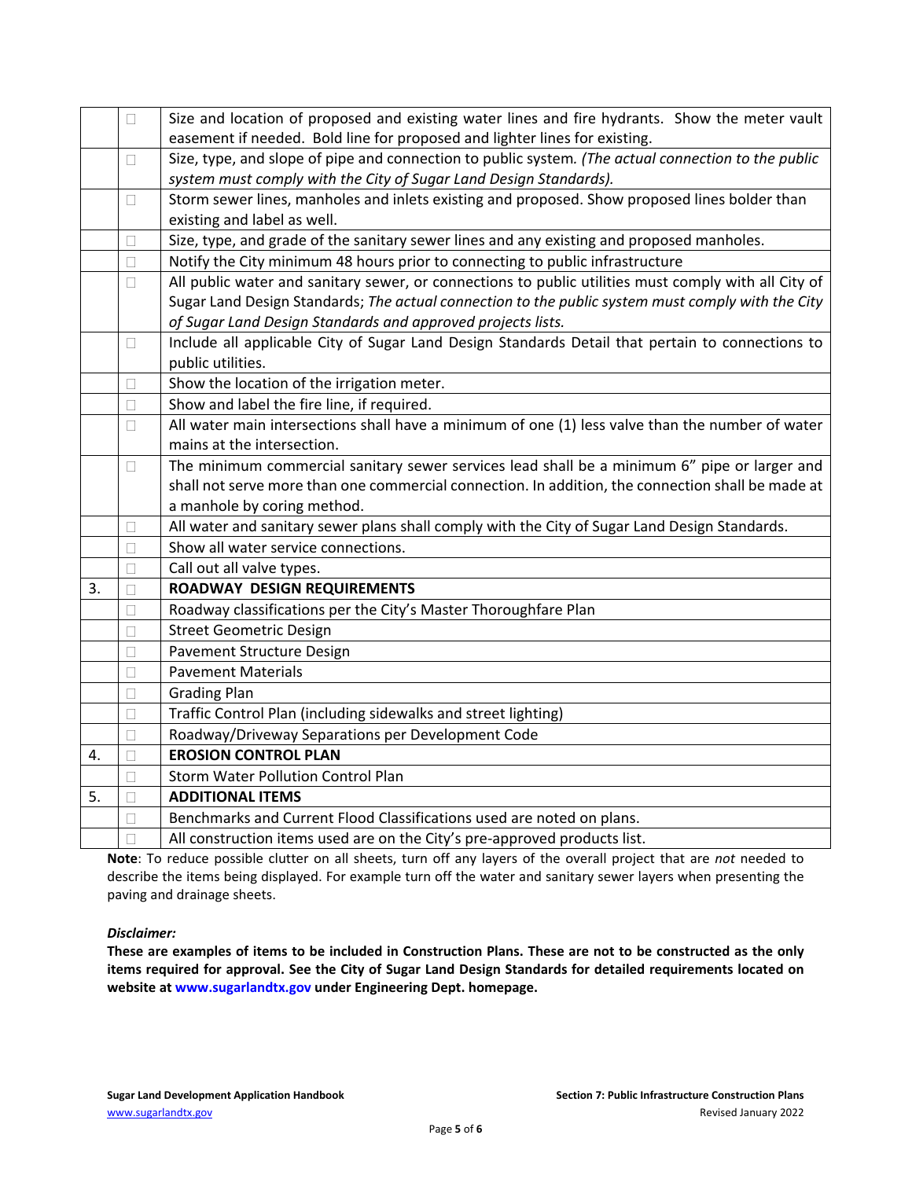| | | |
|---|---|---|
| | ☐ | Size and location of proposed and existing water lines and fire hydrants. Show the meter vault easement if needed. Bold line for proposed and lighter lines for existing. |
| | ☐ | Size, type, and slope of pipe and connection to public system. *(The actual connection to the public system must comply with the City of Sugar Land Design Standards).* |
| | ☐ | Storm sewer lines, manholes and inlets existing and proposed. Show proposed lines bolder than existing and label as well. |
| | ☐ | Size, type, and grade of the sanitary sewer lines and any existing and proposed manholes. |
| | ☐ | Notify the City minimum 48 hours prior to connecting to public infrastructure |
| | ☐ | All public water and sanitary sewer, or connections to public utilities must comply with all City of Sugar Land Design Standards; *The actual connection to the public system must comply with the City of Sugar Land Design Standards and approved projects lists.* |
| | ☐ | Include all applicable City of Sugar Land Design Standards Detail that pertain to connections to public utilities. |
| | ☐ | Show the location of the irrigation meter. |
| | ☐ | Show and label the fire line, if required. |
| | ☐ | All water main intersections shall have a minimum of one (1) less valve than the number of water mains at the intersection. |
| | ☐ | The minimum commercial sanitary sewer services lead shall be a minimum 6" pipe or larger and shall not serve more than one commercial connection. In addition, the connection shall be made at a manhole by coring method. |
| | ☐ | All water and sanitary sewer plans shall comply with the City of Sugar Land Design Standards. |
| | ☐ | Show all water service connections. |
| | ☐ | Call out all valve types. |
| 3. | ☐ | **ROADWAY DESIGN REQUIREMENTS** |
| | ☐ | Roadway classifications per the City's Master Thoroughfare Plan |
| | ☐ | Street Geometric Design |
| | ☐ | Pavement Structure Design |
| | ☐ | Pavement Materials |
| | ☐ | Grading Plan |
| | ☐ | Traffic Control Plan (including sidewalks and street lighting) |
| | ☐ | Roadway/Driveway Separations per Development Code |
| 4. | ☐ | **EROSION CONTROL PLAN** |
| | ☐ | Storm Water Pollution Control Plan |
| 5. | ☐ | **ADDITIONAL ITEMS** |
| | ☐ | Benchmarks and Current Flood Classifications used are noted on plans. |
| | ☐ | All construction items used are on the City's pre-approved products list. |

**Note**: To reduce possible clutter on all sheets, turn off any layers of the overall project that are *not* needed to describe the items being displayed. For example turn off the water and sanitary sewer layers when presenting the paving and drainage sheets.

***Disclaimer:***

**These are examples of items to be included in Construction Plans. These are not to be constructed as the only items required for approval. See the City of Sugar Land Design Standards for detailed requirements located on website at www.sugarlandtx.gov under Engineering Dept. homepage.**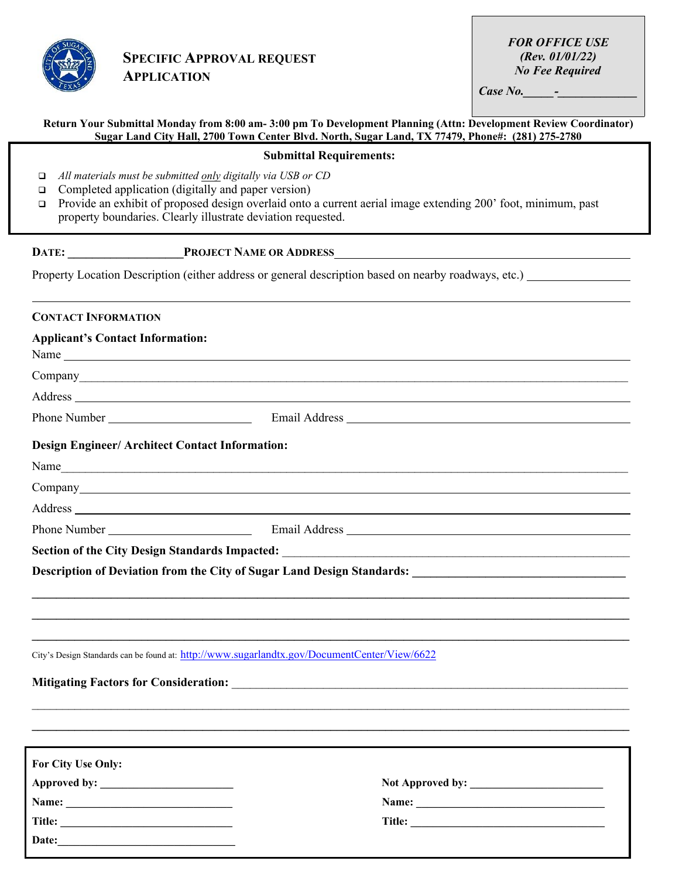# SPECIFIC APPROVAL REQUEST APPLICATION

*FOR OFFICE USE*
*(Rev. 01/01/22)*
*No Fee Required*

*Case No.\_\_\_\_\_-\_\_\_\_\_\_\_\_\_\_\_\_\_*

**Return Your Submittal Monday from 8:00 am- 3:00 pm To Development Planning (Attn: Development Review Coordinator) Sugar Land City Hall, 2700 Town Center Blvd. North, Sugar Land, TX 77479, Phone#: (281) 275-2780**

**Submittal Requirements:**

- *All materials must be submitted only digitally via USB or CD*
- Completed application (digitally and paper version)
- Provide an exhibit of proposed design overlaid onto a current aerial image extending 200' foot, minimum, past property boundaries. Clearly illustrate deviation requested.

**DATE:** \_\_\_\_\_\_\_\_\_\_\_\_\_\_\_\_\_\_\_ **PROJECT NAME OR ADDRESS** \_\_\_\_\_\_\_\_\_\_\_\_\_\_\_\_\_\_\_\_\_\_\_\_\_\_\_\_\_\_\_\_\_\_\_\_\_\_\_\_\_\_\_\_\_\_\_\_\_

Property Location Description (either address or general description based on nearby roadways, etc.) \_\_\_\_\_\_\_\_\_\_\_\_\_\_\_\_\_\_

\_\_\_\_\_\_\_\_\_\_\_\_\_\_\_\_\_\_\_\_\_\_\_\_\_\_\_\_\_\_\_\_\_\_\_\_\_\_\_\_\_\_\_\_\_\_\_\_\_\_\_\_\_\_\_\_\_\_\_\_\_\_\_\_\_\_\_\_\_\_\_\_\_\_\_\_\_\_\_\_\_\_\_\_\_\_\_\_\_\_\_\_\_\_

## CONTACT INFORMATION

**Applicant's Contact Information:**

Name \_\_\_\_\_\_\_\_\_\_\_\_\_\_\_\_\_\_\_\_\_\_\_\_\_\_\_\_\_\_\_\_\_\_\_\_\_\_\_\_\_\_\_\_\_\_\_\_\_\_\_\_\_\_\_\_\_\_\_\_\_\_\_\_\_\_\_\_\_\_\_\_\_\_\_\_\_\_\_\_\_\_\_\_\_\_\_

Company\_\_\_\_\_\_\_\_\_\_\_\_\_\_\_\_\_\_\_\_\_\_\_\_\_\_\_\_\_\_\_\_\_\_\_\_\_\_\_\_\_\_\_\_\_\_\_\_\_\_\_\_\_\_\_\_\_\_\_\_\_\_\_\_\_\_\_\_\_\_\_\_\_\_\_\_\_\_\_\_\_\_\_\_

Address \_\_\_\_\_\_\_\_\_\_\_\_\_\_\_\_\_\_\_\_\_\_\_\_\_\_\_\_\_\_\_\_\_\_\_\_\_\_\_\_\_\_\_\_\_\_\_\_\_\_\_\_\_\_\_\_\_\_\_\_\_\_\_\_\_\_\_\_\_\_\_\_\_\_\_\_\_\_\_\_\_\_\_\_\_

Phone Number \_\_\_\_\_\_\_\_\_\_\_\_\_\_\_\_\_\_\_\_\_\_\_\_\_ Email Address \_\_\_\_\_\_\_\_\_\_\_\_\_\_\_\_\_\_\_\_\_\_\_\_\_\_\_\_\_\_\_\_\_\_\_\_\_\_\_\_\_\_\_\_\_\_\_\_

**Design Engineer/ Architect Contact Information:**

Name\_\_\_\_\_\_\_\_\_\_\_\_\_\_\_\_\_\_\_\_\_\_\_\_\_\_\_\_\_\_\_\_\_\_\_\_\_\_\_\_\_\_\_\_\_\_\_\_\_\_\_\_\_\_\_\_\_\_\_\_\_\_\_\_\_\_\_\_\_\_\_\_\_\_\_\_\_\_\_\_\_\_\_\_\_\_\_\_

Company\_\_\_\_\_\_\_\_\_\_\_\_\_\_\_\_\_\_\_\_\_\_\_\_\_\_\_\_\_\_\_\_\_\_\_\_\_\_\_\_\_\_\_\_\_\_\_\_\_\_\_\_\_\_\_\_\_\_\_\_\_\_\_\_\_\_\_\_\_\_\_\_\_\_\_\_\_\_\_\_\_\_\_\_

Address \_\_\_\_\_\_\_\_\_\_\_\_\_\_\_\_\_\_\_\_\_\_\_\_\_\_\_\_\_\_\_\_\_\_\_\_\_\_\_\_\_\_\_\_\_\_\_\_\_\_\_\_\_\_\_\_\_\_\_\_\_\_\_\_\_\_\_\_\_\_\_\_\_\_\_\_\_\_\_\_\_\_\_\_\_

Phone Number \_\_\_\_\_\_\_\_\_\_\_\_\_\_\_\_\_\_\_\_\_\_\_\_\_ Email Address \_\_\_\_\_\_\_\_\_\_\_\_\_\_\_\_\_\_\_\_\_\_\_\_\_\_\_\_\_\_\_\_\_\_\_\_\_\_\_\_\_\_\_\_\_\_\_\_

**Section of the City Design Standards Impacted:** \_\_\_\_\_\_\_\_\_\_\_\_\_\_\_\_\_\_\_\_\_\_\_\_\_\_\_\_\_\_\_\_\_\_\_\_\_\_\_\_\_\_\_\_\_\_\_\_\_\_\_\_\_\_\_\_\_\_\_\_\_\_

**Description of Deviation from the City of Sugar Land Design Standards:** \_\_\_\_\_\_\_\_\_\_\_\_\_\_\_\_\_\_\_\_\_\_\_\_\_\_\_\_\_\_\_\_\_\_\_\_\_\_

\_\_\_\_\_\_\_\_\_\_\_\_\_\_\_\_\_\_\_\_\_\_\_\_\_\_\_\_\_\_\_\_\_\_\_\_\_\_\_\_\_\_\_\_\_\_\_\_\_\_\_\_\_\_\_\_\_\_\_\_\_\_\_\_\_\_\_\_\_\_\_\_\_\_\_\_\_\_\_\_\_\_\_\_\_\_\_\_\_\_\_\_\_\_

\_\_\_\_\_\_\_\_\_\_\_\_\_\_\_\_\_\_\_\_\_\_\_\_\_\_\_\_\_\_\_\_\_\_\_\_\_\_\_\_\_\_\_\_\_\_\_\_\_\_\_\_\_\_\_\_\_\_\_\_\_\_\_\_\_\_\_\_\_\_\_\_\_\_\_\_\_\_\_\_\_\_\_\_\_\_\_\_\_\_\_\_\_\_

\_\_\_\_\_\_\_\_\_\_\_\_\_\_\_\_\_\_\_\_\_\_\_\_\_\_\_\_\_\_\_\_\_\_\_\_\_\_\_\_\_\_\_\_\_\_\_\_\_\_\_\_\_\_\_\_\_\_\_\_\_\_\_\_\_\_\_\_\_\_\_\_\_\_\_\_\_\_\_\_\_\_\_\_\_\_\_\_\_\_\_\_\_\_

City's Design Standards can be found at: http://www.sugarlandtx.gov/DocumentCenter/View/6622

**Mitigating Factors for Consideration:** \_\_\_\_\_\_\_\_\_\_\_\_\_\_\_\_\_\_\_\_\_\_\_\_\_\_\_\_\_\_\_\_\_\_\_\_\_\_\_\_\_\_\_\_\_\_\_\_\_\_\_\_\_\_\_\_\_\_\_\_\_\_\_\_\_\_\_\_\_\_

\_\_\_\_\_\_\_\_\_\_\_\_\_\_\_\_\_\_\_\_\_\_\_\_\_\_\_\_\_\_\_\_\_\_\_\_\_\_\_\_\_\_\_\_\_\_\_\_\_\_\_\_\_\_\_\_\_\_\_\_\_\_\_\_\_\_\_\_\_\_\_\_\_\_\_\_\_\_\_\_\_\_\_\_\_\_\_\_\_\_\_\_\_\_

\_\_\_\_\_\_\_\_\_\_\_\_\_\_\_\_\_\_\_\_\_\_\_\_\_\_\_\_\_\_\_\_\_\_\_\_\_\_\_\_\_\_\_\_\_\_\_\_\_\_\_\_\_\_\_\_\_\_\_\_\_\_\_\_\_\_\_\_\_\_\_\_\_\_\_\_\_\_\_\_\_\_\_\_\_\_\_\_\_\_\_\_\_\_

**For City Use Only:**

| | |
|---|---|
| **Approved by:** \_\_\_\_\_\_\_\_\_\_\_\_\_\_\_\_\_\_\_\_\_\_\_\_ | **Not Approved by:** \_\_\_\_\_\_\_\_\_\_\_\_\_\_\_\_\_\_\_\_\_\_\_\_ |
| **Name:** \_\_\_\_\_\_\_\_\_\_\_\_\_\_\_\_\_\_\_\_\_\_\_\_\_\_\_\_\_ | **Name:** \_\_\_\_\_\_\_\_\_\_\_\_\_\_\_\_\_\_\_\_\_\_\_\_\_\_\_\_\_\_\_\_\_\_ |
| **Title:** \_\_\_\_\_\_\_\_\_\_\_\_\_\_\_\_\_\_\_\_\_\_\_\_\_\_\_\_\_\_\_ | **Title:** \_\_\_\_\_\_\_\_\_\_\_\_\_\_\_\_\_\_\_\_\_\_\_\_\_\_\_\_\_\_\_\_\_\_\_ |
| **Date:**\_\_\_\_\_\_\_\_\_\_\_\_\_\_\_\_\_\_\_\_\_\_\_\_\_\_\_\_\_\_\_\_ | |